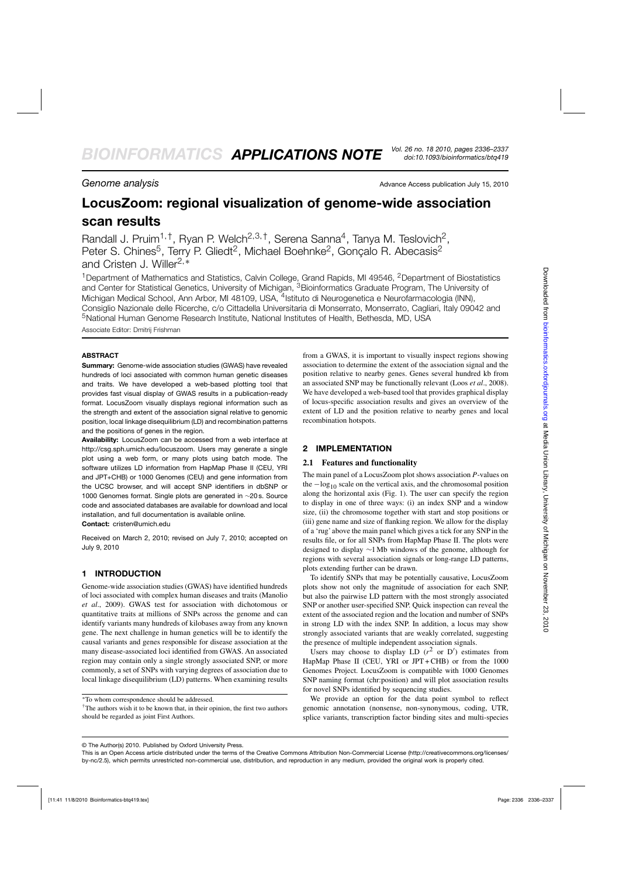Genome analysis

Advance Access publication July 15, 2010

# LocusZoom: regional visualization of genome-wide association scan results

Randall J. Pruim[1,†], Ryan P. Welch[2,3,†], Serena Sanna[4], Tanya M. Teslovich[2], Peter S. Chines[5], Terry P. Gliedt[2], Michael Boehnke[2], Gonçalo R. Abecasis[2] and Cristen J. Willer[2,*]

[1]Department of Mathematics and Statistics, Calvin College, Grand Rapids, MI 49546, [2]Department of Biostatistics and Center for Statistical Genetics, University of Michigan, [3]Bioinformatics Graduate Program, The University of Michigan Medical School, Ann Arbor, MI 48109, USA, [4]Istituto di Neurogenetica e Neurofarmacologia (INN), Consiglio Nazionale delle Ricerche, c/o Cittadella Universitaria di Monserrato, Monserrato, Cagliari, Italy 09042 and [5]National Human Genome Research Institute, National Institutes of Health, Bethesda, MD, USA

Associate Editor: Dmitrij Frishman

## ABSTRACT

**Summary:** Genome-wide association studies (GWAS) have revealed hundreds of loci associated with common human genetic diseases and traits. We have developed a web-based plotting tool that provides fast visual display of GWAS results in a publication-ready format. LocusZoom visually displays regional information such as the strength and extent of the association signal relative to genomic position, local linkage disequilibrium (LD) and recombination patterns and the positions of genes in the region.

**Availability:** LocusZoom can be accessed from a web interface at http://csg.sph.umich.edu/locuszoom. Users may generate a single plot using a web form, or many plots using batch mode. The software utilizes LD information from HapMap Phase II (CEU, YRI and JPT+CHB) or 1000 Genomes (CEU) and gene information from the UCSC browser, and will accept SNP identifiers in dbSNP or 1000 Genomes format. Single plots are generated in ∼20 s. Source code and associated databases are available for download and local installation, and full documentation is available online.

**Contact:** cristen@umich.edu

Received on March 2, 2010; revised on July 7, 2010; accepted on July 9, 2010

## 1 INTRODUCTION

Genome-wide association studies (GWAS) have identified hundreds of loci associated with complex human diseases and traits (Manolio *et al.*, 2009). GWAS test for association with dichotomous or quantitative traits at millions of SNPs across the genome and can identify variants many hundreds of kilobases away from any known gene. The next challenge in human genetics will be to identify the causal variants and genes responsible for disease association at the many disease-associated loci identified from GWAS. An associated region may contain only a single strongly associated SNP, or more commonly, a set of SNPs with varying degrees of association due to local linkage disequilibrium (LD) patterns. When examining results from a GWAS, it is important to visually inspect regions showing association to determine the extent of the association signal and the position relative to nearby genes. Genes several hundred kb from an associated SNP may be functionally relevant (Loos *et al.*, 2008). We have developed a web-based tool that provides graphical display of locus-specific association results and gives an overview of the extent of LD and the position relative to nearby genes and local recombination hotspots.

## 2 IMPLEMENTATION

### 2.1 Features and functionality

The main panel of a LocusZoom plot shows association *P*-values on the $-\log_{10}$ scale on the vertical axis, and the chromosomal position along the horizontal axis (Fig. 1). The user can specify the region to display in one of three ways: (i) an index SNP and a window size, (ii) the chromosome together with start and stop positions or (iii) gene name and size of flanking region. We allow for the display of a 'rug' above the main panel which gives a tick for any SNP in the results file, or for all SNPs from HapMap Phase II. The plots were designed to display ∼1 Mb windows of the genome, although for regions with several association signals or long-range LD patterns, plots extending further can be drawn.

To identify SNPs that may be potentially causative, LocusZoom plots show not only the magnitude of association for each SNP, but also the pairwise LD pattern with the most strongly associated SNP or another user-specified SNP. Quick inspection can reveal the extent of the associated region and the location and number of SNPs in strong LD with the index SNP. In addition, a locus may show strongly associated variants that are weakly correlated, suggesting the presence of multiple independent association signals.

Users may choose to display LD ($r^2$ or D′) estimates from HapMap Phase II (CEU, YRI or JPT + CHB) or from the 1000 Genomes Project. LocusZoom is compatible with 1000 Genomes SNP naming format (chr:position) and will plot association results for novel SNPs identified by sequencing studies.

We provide an option for the data point symbol to reflect genomic annotation (nonsense, non-synonymous, coding, UTR, splice variants, transcription factor binding sites and multi-species

*To whom correspondence should be addressed.

†The authors wish it to be known that, in their opinion, the first two authors should be regarded as joint First Authors.

© The Author(s) 2010. Published by Oxford University Press.

This is an Open Access article distributed under the terms of the Creative Commons Attribution Non-Commercial License (http://creativecommons.org/licenses/by-nc/2.5), which permits unrestricted non-commercial use, distribution, and reproduction in any medium, provided the original work is properly cited.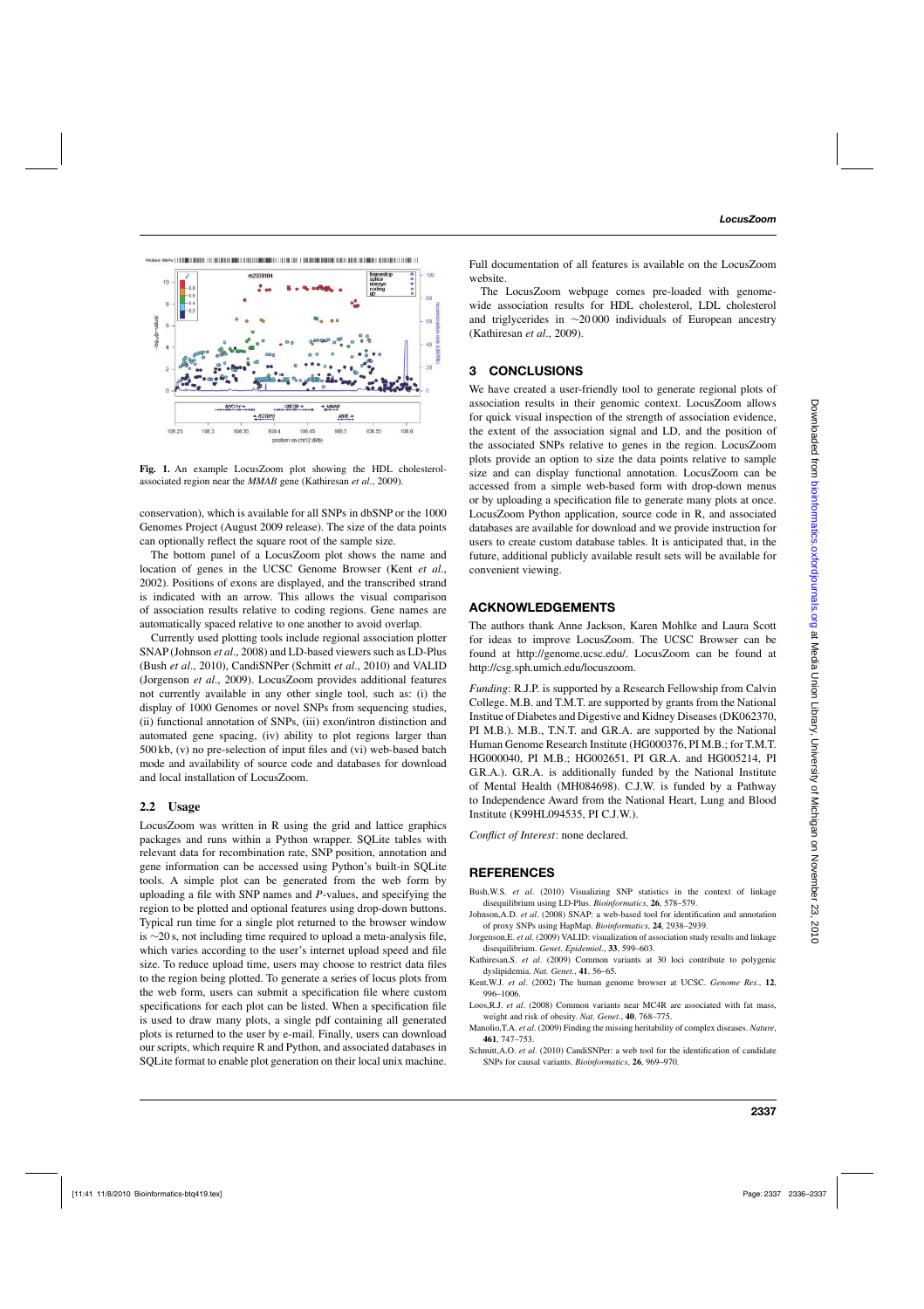Plotted SNPs

rs2338104

$r^2$

0.8
0.6
0.4
0.2

framestop
splice
nonsyn
coding
utr

10
8
6
4
2
0

$-\log_{10}$(p-value)

100
80
60
40
20
0

Recombination rate (cM/Mb)

MYO1H
KCTD10
UBE3B
MMAB
MVK

108.25 108.3 108.35 108.4 108.45 108.5 108.55 108.6

position on chr12 (Mb)

**Fig. 1.** An example LocusZoom plot showing the HDL cholesterol-associated region near the *MMAB* gene (Kathiresan *et al.*, 2009).

conservation), which is available for all SNPs in dbSNP or the 1000 Genomes Project (August 2009 release). The size of the data points can optionally reflect the square root of the sample size.

The bottom panel of a LocusZoom plot shows the name and location of genes in the UCSC Genome Browser (Kent *et al.*, 2002). Positions of exons are displayed, and the transcribed strand is indicated with an arrow. This allows the visual comparison of association results relative to coding regions. Gene names are automatically spaced relative to one another to avoid overlap.

Currently used plotting tools include regional association plotter SNAP (Johnson *et al.*, 2008) and LD-based viewers such as LD-Plus (Bush *et al.*, 2010), CandiSNPer (Schmitt *et al.*, 2010) and VALID (Jorgenson *et al.*, 2009). LocusZoom provides additional features not currently available in any other single tool, such as: (i) the display of 1000 Genomes or novel SNPs from sequencing studies, (ii) functional annotation of SNPs, (iii) exon/intron distinction and automated gene spacing, (iv) ability to plot regions larger than 500 kb, (v) no pre-selection of input files and (vi) web-based batch mode and availability of source code and databases for download and local installation of LocusZoom.

### 2.2 Usage

LocusZoom was written in R using the grid and lattice graphics packages and runs within a Python wrapper. SQLite tables with relevant data for recombination rate, SNP position, annotation and gene information can be accessed using Python's built-in SQLite tools. A simple plot can be generated from the web form by uploading a file with SNP names and *P*-values, and specifying the region to be plotted and optional features using drop-down buttons. Typical run time for a single plot returned to the browser window is ~20 s, not including time required to upload a meta-analysis file, which varies according to the user's internet upload speed and file size. To reduce upload time, users may choose to restrict data files to the region being plotted. To generate a series of locus plots from the web form, users can submit a specification file where custom specifications for each plot can be listed. When a specification file is used to draw many plots, a single pdf containing all generated plots is returned to the user by e-mail. Finally, users can download our scripts, which require R and Python, and associated databases in SQLite format to enable plot generation on their local unix machine.

Full documentation of all features is available on the LocusZoom website.

The LocusZoom webpage comes pre-loaded with genome-wide association results for HDL cholesterol, LDL cholesterol and triglycerides in ~20 000 individuals of European ancestry (Kathiresan *et al.*, 2009).

## 3 CONCLUSIONS

We have created a user-friendly tool to generate regional plots of association results in their genomic context. LocusZoom allows for quick visual inspection of the strength of association evidence, the extent of the association signal and LD, and the position of the associated SNPs relative to genes in the region. LocusZoom plots provide an option to size the data points relative to sample size and can display functional annotation. LocusZoom can be accessed from a simple web-based form with drop-down menus or by uploading a specification file to generate many plots at once. LocusZoom Python application, source code in R, and associated databases are available for download and we provide instruction for users to create custom database tables. It is anticipated that, in the future, additional publicly available result sets will be available for convenient viewing.

## ACKNOWLEDGEMENTS

The authors thank Anne Jackson, Karen Mohlke and Laura Scott for ideas to improve LocusZoom. The UCSC Browser can be found at http://genome.ucsc.edu/. LocusZoom can be found at http://csg.sph.umich.edu/locuszoom.

*Funding*: R.J.P. is supported by a Research Fellowship from Calvin College. M.B. and T.M.T. are supported by grants from the National Institue of Diabetes and Digestive and Kidney Diseases (DK062370, PI M.B.). M.B., T.N.T. and G.R.A. are supported by the National Human Genome Research Institute (HG000376, PI M.B.; for T.M.T. HG000040, PI M.B.; HG002651, PI G.R.A. and HG005214, PI G.R.A.). G.R.A. is additionally funded by the National Institute of Mental Health (MH084698). C.J.W. is funded by a Pathway to Independence Award from the National Heart, Lung and Blood Institute (K99HL094535, PI C.J.W.).

*Conflict of Interest*: none declared.

## REFERENCES

Bush,W.S. *et al.* (2010) Visualizing SNP statistics in the context of linkage disequilibrium using LD-Plus. *Bioinformatics*, **26**, 578–579.

Johnson,A.D. *et al.* (2008) SNAP: a web-based tool for identification and annotation of proxy SNPs using HapMap. *Bioinformatics*, **24**, 2938–2939.

Jorgenson,E. *et al.* (2009) VALID: visualization of association study results and linkage disequilibrium. *Genet. Epidemiol.*, **33**, 599–603.

Kathiresan,S. *et al.* (2009) Common variants at 30 loci contribute to polygenic dyslipidemia. *Nat. Genet.*, **41**, 56–65.

Kent,W.J. *et al.* (2002) The human genome browser at UCSC. *Genome Res.*, **12**, 996–1006.

Loos,R.J. *et al.* (2008) Common variants near MC4R are associated with fat mass, weight and risk of obesity. *Nat. Genet.*, **40**, 768–775.

Manolio,T.A. *et al.* (2009) Finding the missing heritability of complex diseases. *Nature*, **461**, 747–753.

Schmitt,A.O. *et al.* (2010) CandiSNPer: a web tool for the identification of candidate SNPs for causal variants. *Bioinformatics*, **26**, 969–970.